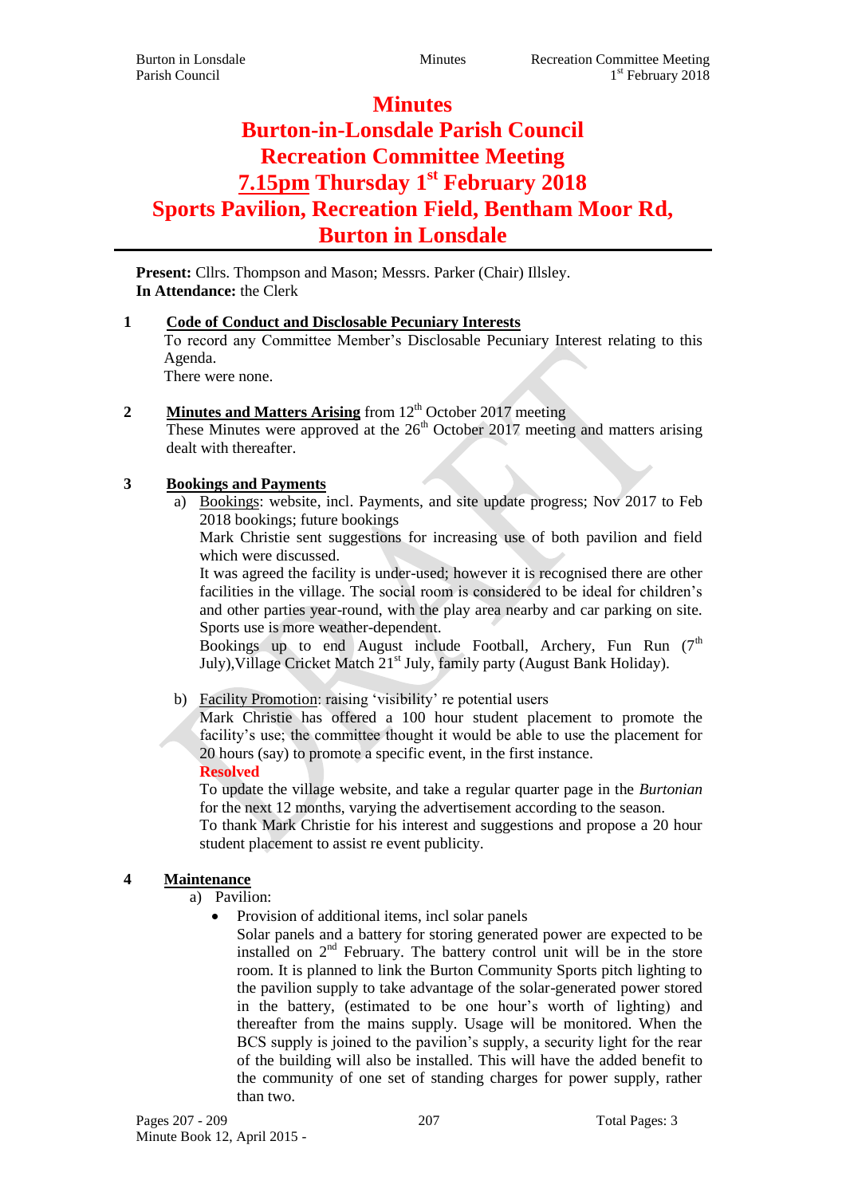# Minutes

# Burton-in-Lonsdale Parish Council

# Recreation Committee Meeting

# 7.15pm Thursday 1st February 2018

# Sports Pavilion, Recreation Field, Bentham Moor Rd, Burton in Lonsdale

**Present:** Cllrs. Thompson and Mason; Messrs. Parker (Chair) Illsley.
**In Attendance:** the Clerk

**1 Code of Conduct and Disclosable Pecuniary Interests**

To record any Committee Member's Disclosable Pecuniary Interest relating to this Agenda.
There were none.

**2 Minutes and Matters Arising** from 12th October 2017 meeting

These Minutes were approved at the 26th October 2017 meeting and matters arising dealt with thereafter.

**3 Bookings and Payments**

a) Bookings: website, incl. Payments, and site update progress; Nov 2017 to Feb 2018 bookings; future bookings

Mark Christie sent suggestions for increasing use of both pavilion and field which were discussed.

It was agreed the facility is under-used; however it is recognised there are other facilities in the village. The social room is considered to be ideal for children's and other parties year-round, with the play area nearby and car parking on site. Sports use is more weather-dependent.

Bookings up to end August include Football, Archery, Fun Run (7th July), Village Cricket Match 21st July, family party (August Bank Holiday).

b) Facility Promotion: raising 'visibility' re potential users

Mark Christie has offered a 100 hour student placement to promote the facility's use; the committee thought it would be able to use the placement for 20 hours (say) to promote a specific event, in the first instance.

**Resolved**

To update the village website, and take a regular quarter page in the *Burtonian* for the next 12 months, varying the advertisement according to the season.

To thank Mark Christie for his interest and suggestions and propose a 20 hour student placement to assist re event publicity.

**4 Maintenance**

a) Pavilion:

- Provision of additional items, incl solar panels

  Solar panels and a battery for storing generated power are expected to be installed on 2nd February. The battery control unit will be in the store room. It is planned to link the Burton Community Sports pitch lighting to the pavilion supply to take advantage of the solar-generated power stored in the battery, (estimated to be one hour's worth of lighting) and thereafter from the mains supply. Usage will be monitored. When the BCS supply is joined to the pavilion's supply, a security light for the rear of the building will also be installed. This will have the added benefit to the community of one set of standing charges for power supply, rather than two.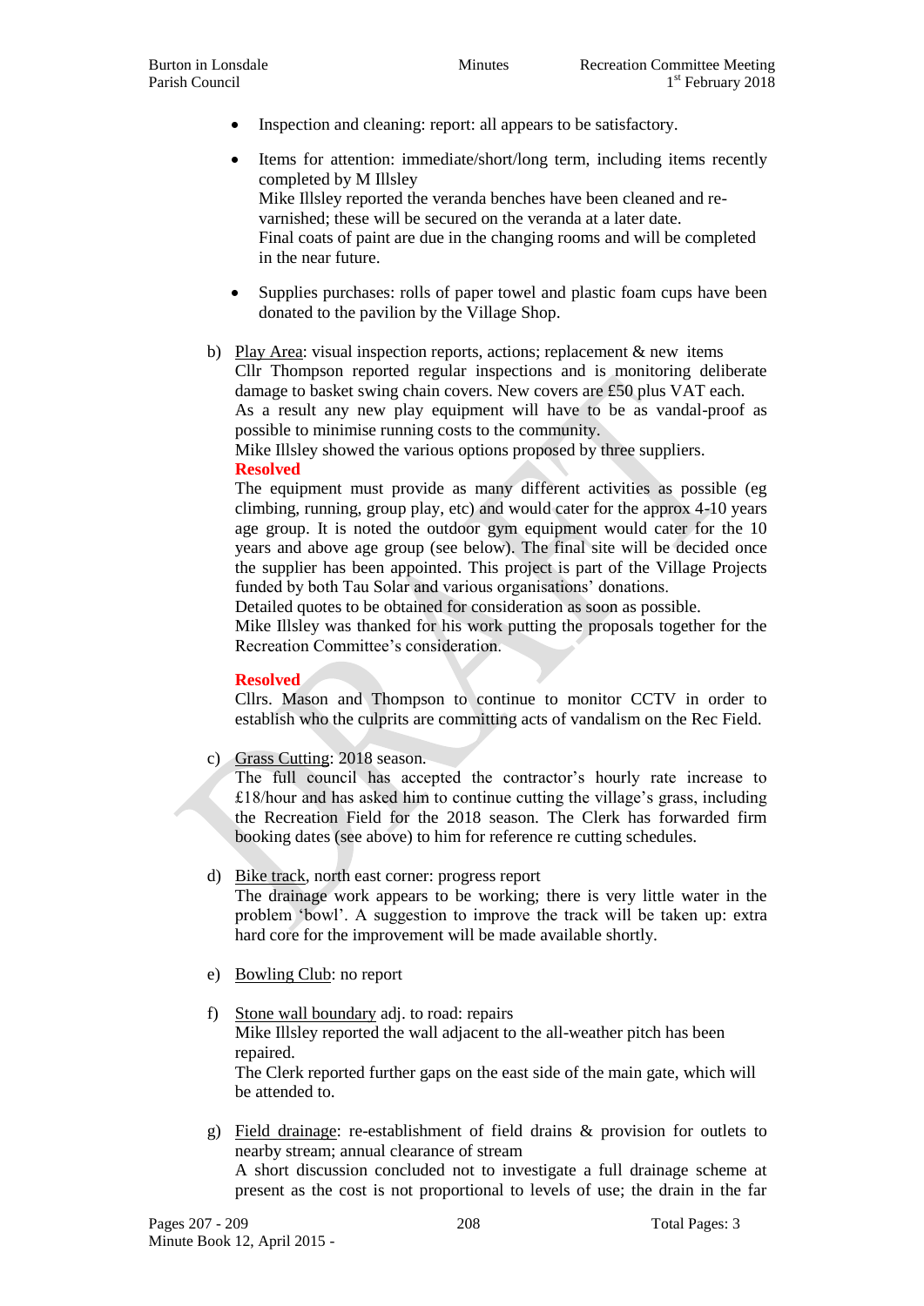- Inspection and cleaning: report: all appears to be satisfactory.

- Items for attention: immediate/short/long term, including items recently completed by M Illsley
  Mike Illsley reported the veranda benches have been cleaned and re-varnished; these will be secured on the veranda at a later date.
  Final coats of paint are due in the changing rooms and will be completed in the near future.

- Supplies purchases: rolls of paper towel and plastic foam cups have been donated to the pavilion by the Village Shop.

b) Play Area: visual inspection reports, actions; replacement & new items
Cllr Thompson reported regular inspections and is monitoring deliberate damage to basket swing chain covers. New covers are £50 plus VAT each. As a result any new play equipment will have to be as vandal-proof as possible to minimise running costs to the community.
Mike Illsley showed the various options proposed by three suppliers.
**Resolved**
The equipment must provide as many different activities as possible (eg climbing, running, group play, etc) and would cater for the approx 4-10 years age group. It is noted the outdoor gym equipment would cater for the 10 years and above age group (see below). The final site will be decided once the supplier has been appointed. This project is part of the Village Projects funded by both Tau Solar and various organisations' donations.
Detailed quotes to be obtained for consideration as soon as possible.
Mike Illsley was thanked for his work putting the proposals together for the Recreation Committee's consideration.

**Resolved**
Cllrs. Mason and Thompson to continue to monitor CCTV in order to establish who the culprits are committing acts of vandalism on the Rec Field.

c) Grass Cutting: 2018 season.
The full council has accepted the contractor's hourly rate increase to £18/hour and has asked him to continue cutting the village's grass, including the Recreation Field for the 2018 season. The Clerk has forwarded firm booking dates (see above) to him for reference re cutting schedules.

d) Bike track, north east corner: progress report
The drainage work appears to be working; there is very little water in the problem 'bowl'. A suggestion to improve the track will be taken up: extra hard core for the improvement will be made available shortly.

e) Bowling Club: no report

f) Stone wall boundary adj. to road: repairs
Mike Illsley reported the wall adjacent to the all-weather pitch has been repaired.
The Clerk reported further gaps on the east side of the main gate, which will be attended to.

g) Field drainage: re-establishment of field drains & provision for outlets to nearby stream; annual clearance of stream
A short discussion concluded not to investigate a full drainage scheme at present as the cost is not proportional to levels of use; the drain in the far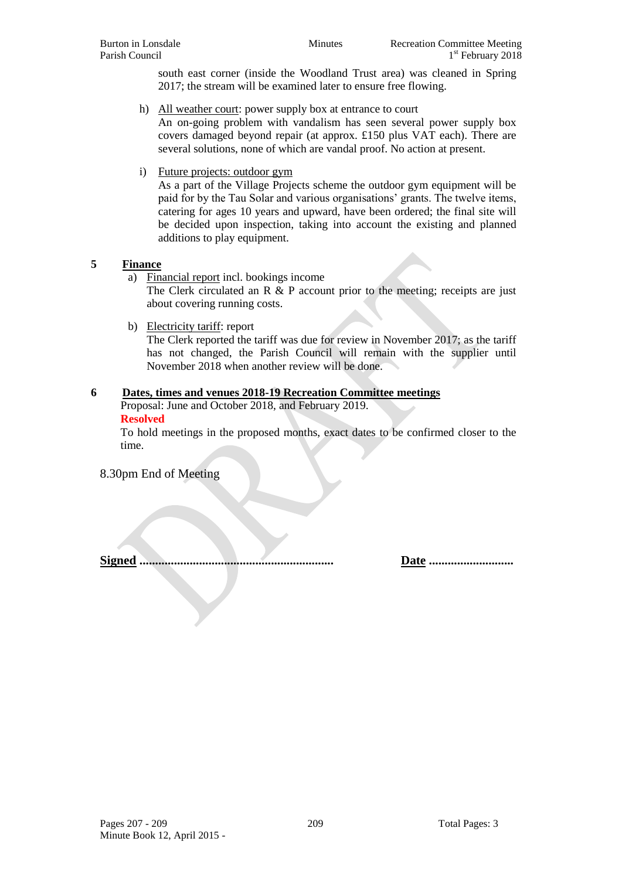south east corner (inside the Woodland Trust area) was cleaned in Spring 2017; the stream will be examined later to ensure free flowing.

h) All weather court: power supply box at entrance to court
An on-going problem with vandalism has seen several power supply box covers damaged beyond repair (at approx. £150 plus VAT each). There are several solutions, none of which are vandal proof. No action at present.

i) Future projects: outdoor gym
As a part of the Village Projects scheme the outdoor gym equipment will be paid for by the Tau Solar and various organisations' grants. The twelve items, catering for ages 10 years and upward, have been ordered; the final site will be decided upon inspection, taking into account the existing and planned additions to play equipment.

**5 Finance**

a) Financial report incl. bookings income
The Clerk circulated an R & P account prior to the meeting; receipts are just about covering running costs.

b) Electricity tariff: report
The Clerk reported the tariff was due for review in November 2017; as the tariff has not changed, the Parish Council will remain with the supplier until November 2018 when another review will be done.

**6 Dates, times and venues 2018-19 Recreation Committee meetings**

Proposal: June and October 2018, and February 2019.

**Resolved**

To hold meetings in the proposed months, exact dates to be confirmed closer to the time.

8.30pm End of Meeting

**Signed** .............................................................    **Date** ...........................